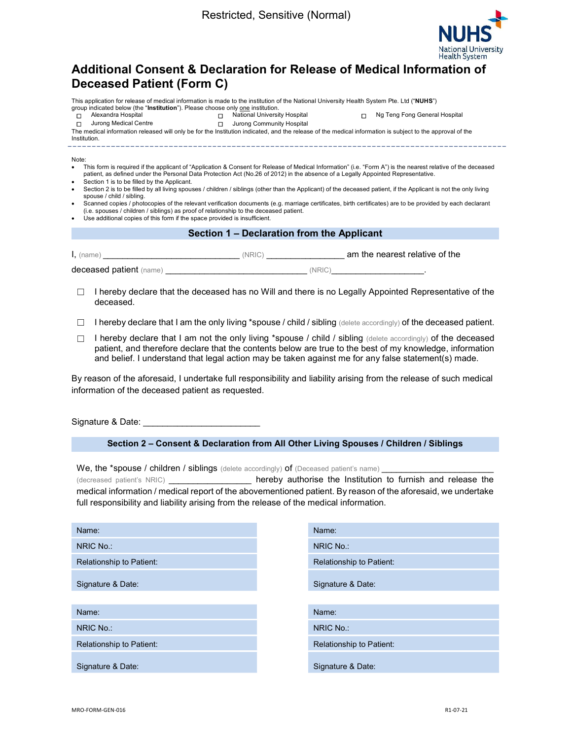Restricted, Sensitive (Normal)

NUHS National University Health System

# Additional Consent & Declaration for Release of Medical Information of Deceased Patient (Form C)

This application for release of medical information is made to the institution of the National University Health System Pte. Ltd ("**NUHS**") group indicated below (the "**Institution**"). Please choose only one institution.

- ☐ Alexandra Hospital
- ☐ National University Hospital
- ☐ Ng Teng Fong General Hospital
- ☐ Jurong Medical Centre
- ☐ Jurong Community Hospital

The medical information released will only be for the Institution indicated, and the release of the medical information is subject to the approval of the Institution.

---

Note:

- This form is required if the applicant of "Application & Consent for Release of Medical Information" (i.e. "Form A") is the nearest relative of the deceased patient, as defined under the Personal Data Protection Act (No.26 of 2012) in the absence of a Legally Appointed Representative.
- Section 1 is to be filled by the Applicant.
- Section 2 is to be filled by all living spouses / children / siblings (other than the Applicant) of the deceased patient, if the Applicant is not the only living spouse / child / sibling.
- Scanned copies / photocopies of the relevant verification documents (e.g. marriage certificates, birth certificates) are to be provided by each declarant (i.e. spouses / children / siblings) as proof of relationship to the deceased patient.
- Use additional copies of this form if the space provided is insufficient.

## Section 1 – Declaration from the Applicant

I, (name) ______________________________ (NRIC) _________________ am the nearest relative of the deceased patient (name) _______________________________ (NRIC)____________________.

☐ I hereby declare that the deceased has no Will and there is no Legally Appointed Representative of the deceased.

☐ I hereby declare that I am the only living *spouse / child / sibling (delete accordingly) of the deceased patient.

☐ I hereby declare that I am not the only living *spouse / child / sibling (delete accordingly) of the deceased patient, and therefore declare that the contents below are true to the best of my knowledge, information and belief. I understand that legal action may be taken against me for any false statement(s) made.

By reason of the aforesaid, I undertake full responsibility and liability arising from the release of such medical information of the deceased patient as requested.

Signature & Date: ________________________

## Section 2 – Consent & Declaration from All Other Living Spouses / Children / Siblings

We, the *spouse / children / siblings (delete accordingly) of (Deceased patient's name) ________________________ (decreased patient's NRIC) __________________ hereby authorise the Institution to furnish and release the medical information / medical report of the abovementioned patient. By reason of the aforesaid, we undertake full responsibility and liability arising from the release of the medical information.

| | |
|---|---|
| Name: | Name: |
| NRIC No.: | NRIC No.: |
| Relationship to Patient: | Relationship to Patient: |
| Signature & Date: | Signature & Date: |

| | |
|---|---|
| Name: | Name: |
| NRIC No.: | NRIC No.: |
| Relationship to Patient: | Relationship to Patient: |
| Signature & Date: | Signature & Date: |

MRO-FORM-GEN-016 R1-07-21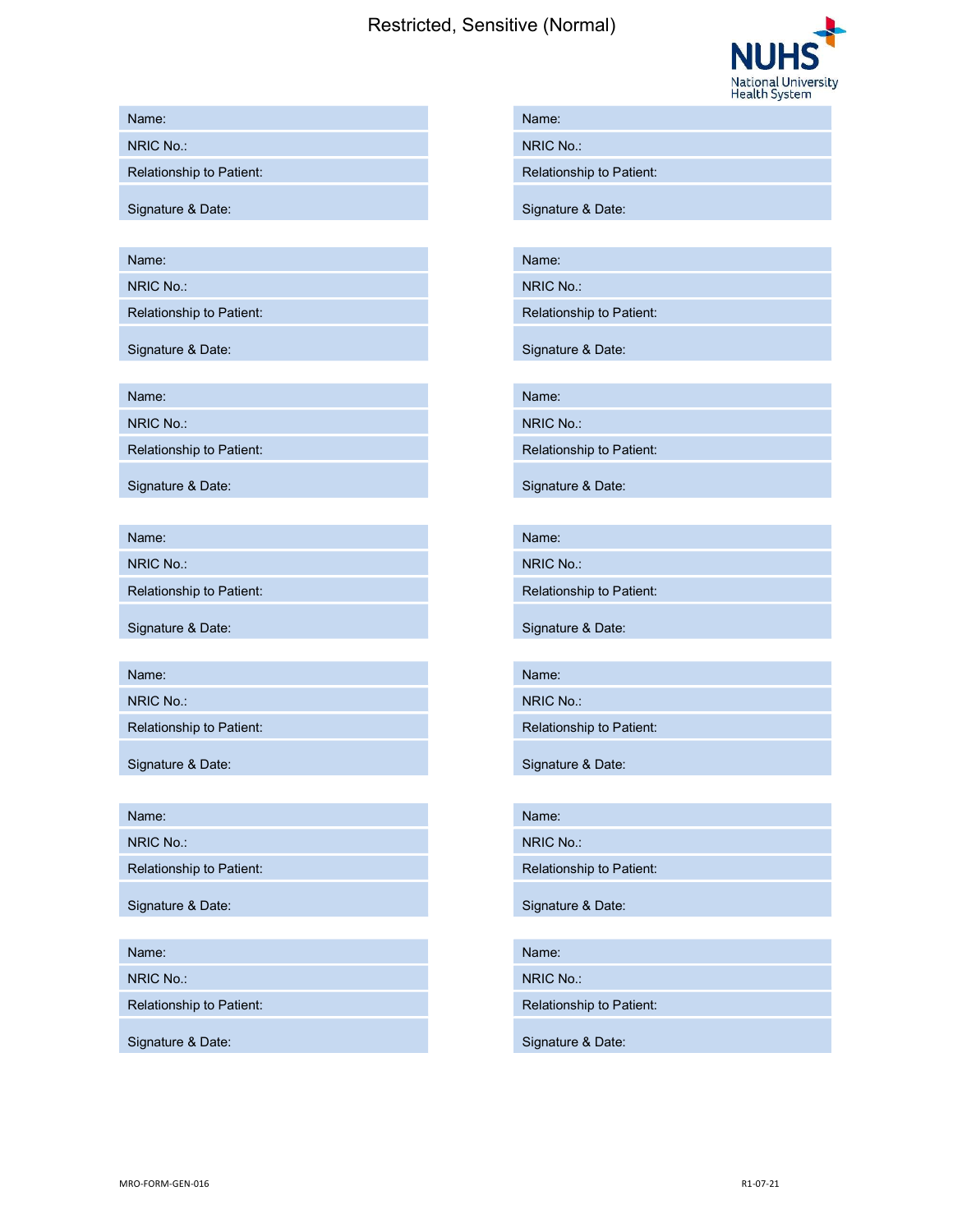Restricted, Sensitive (Normal)

NUHS
National University Health System

| | |
|---|---|
| Name: | Name: |
| NRIC No.: | NRIC No.: |
| Relationship to Patient: | Relationship to Patient: |
| Signature & Date: | Signature & Date: |

| | |
|---|---|
| Name: | Name: |
| NRIC No.: | NRIC No.: |
| Relationship to Patient: | Relationship to Patient: |
| Signature & Date: | Signature & Date: |

| | |
|---|---|
| Name: | Name: |
| NRIC No.: | NRIC No.: |
| Relationship to Patient: | Relationship to Patient: |
| Signature & Date: | Signature & Date: |

| | |
|---|---|
| Name: | Name: |
| NRIC No.: | NRIC No.: |
| Relationship to Patient: | Relationship to Patient: |
| Signature & Date: | Signature & Date: |

| | |
|---|---|
| Name: | Name: |
| NRIC No.: | NRIC No.: |
| Relationship to Patient: | Relationship to Patient: |
| Signature & Date: | Signature & Date: |

| | |
|---|---|
| Name: | Name: |
| NRIC No.: | NRIC No.: |
| Relationship to Patient: | Relationship to Patient: |
| Signature & Date: | Signature & Date: |

| | |
|---|---|
| Name: | Name: |
| NRIC No.: | NRIC No.: |
| Relationship to Patient: | Relationship to Patient: |
| Signature & Date: | Signature & Date: |

MRO-FORM-GEN-016 R1-07-21